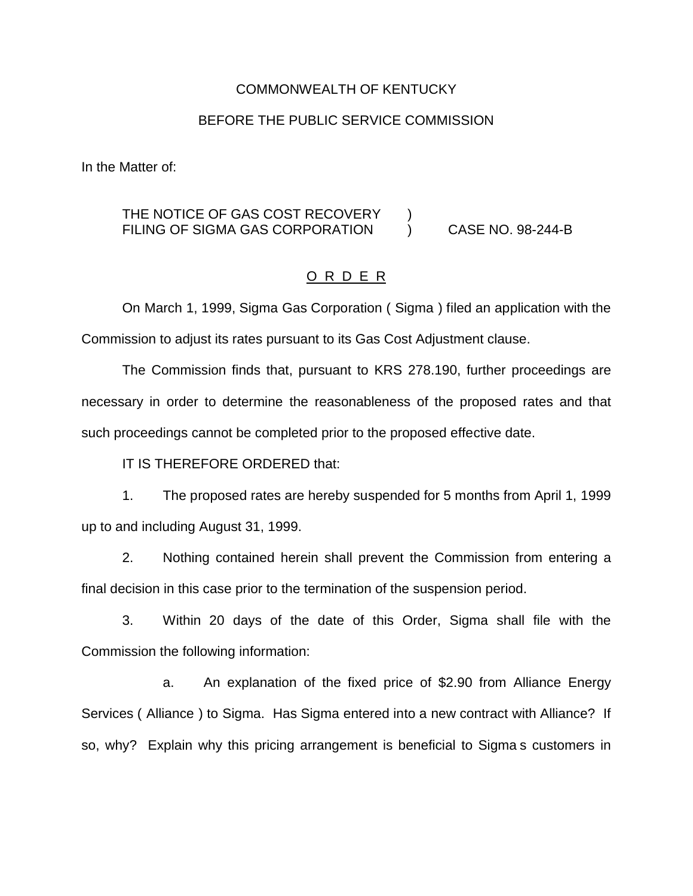COMMONWEALTH OF KENTUCKY

BEFORE THE PUBLIC SERVICE COMMISSION

In the Matter of:

THE NOTICE OF GAS COST RECOVERY )
FILING OF SIGMA GAS CORPORATION ) CASE NO. 98-244-B

## O R D E R

On March 1, 1999, Sigma Gas Corporation ( Sigma ) filed an application with the Commission to adjust its rates pursuant to its Gas Cost Adjustment clause.

The Commission finds that, pursuant to KRS 278.190, further proceedings are necessary in order to determine the reasonableness of the proposed rates and that such proceedings cannot be completed prior to the proposed effective date.

IT IS THEREFORE ORDERED that:

1. The proposed rates are hereby suspended for 5 months from April 1, 1999 up to and including August 31, 1999.

2. Nothing contained herein shall prevent the Commission from entering a final decision in this case prior to the termination of the suspension period.

3. Within 20 days of the date of this Order, Sigma shall file with the Commission the following information:

   a. An explanation of the fixed price of $2.90 from Alliance Energy Services ( Alliance ) to Sigma. Has Sigma entered into a new contract with Alliance? If so, why? Explain why this pricing arrangement is beneficial to Sigma s customers in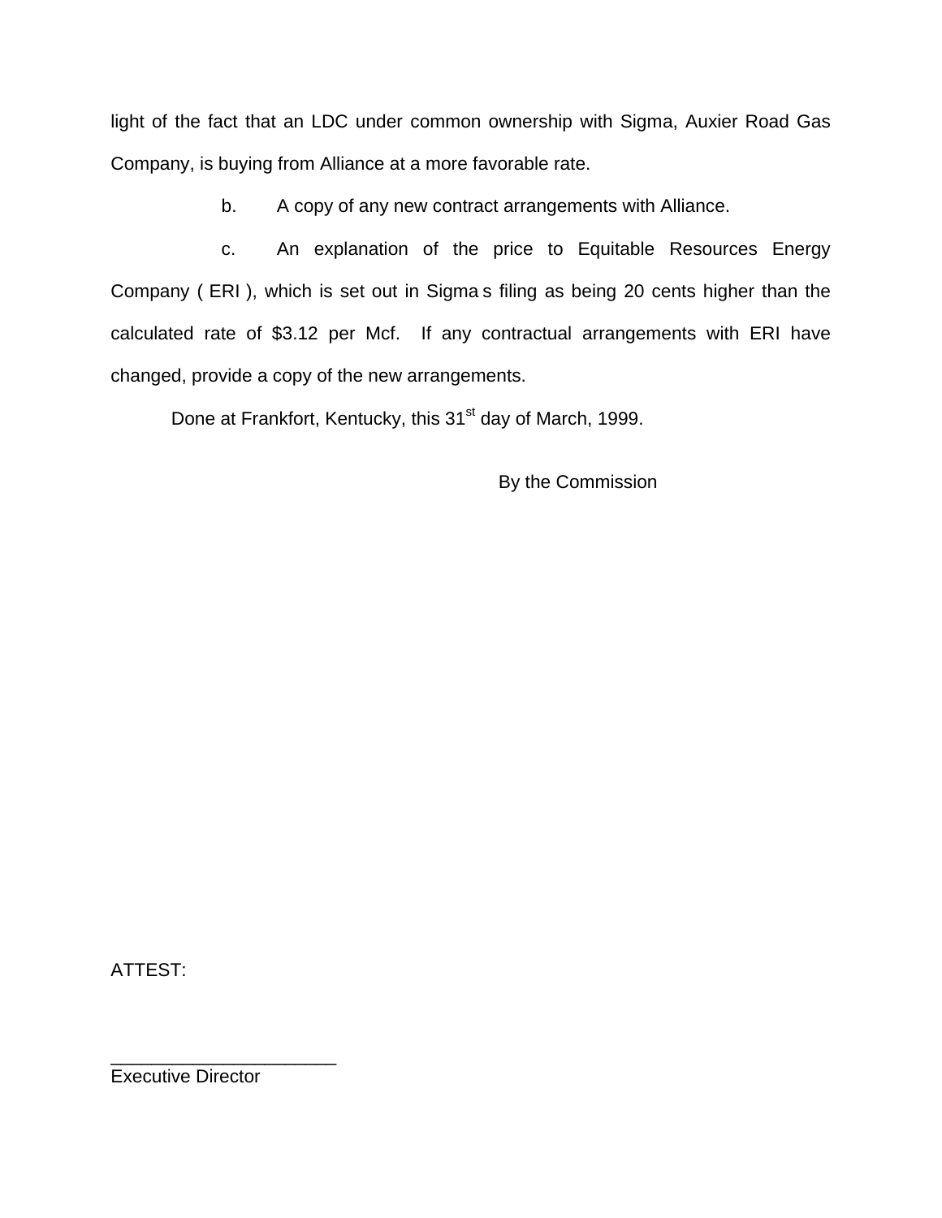light of the fact that an LDC under common ownership with Sigma, Auxier Road Gas Company, is buying from Alliance at a more favorable rate.

b. A copy of any new contract arrangements with Alliance.

c. An explanation of the price to Equitable Resources Energy Company ( ERI ), which is set out in Sigma s filing as being 20 cents higher than the calculated rate of $3.12 per Mcf. If any contractual arrangements with ERI have changed, provide a copy of the new arrangements.

Done at Frankfort, Kentucky, this 31st day of March, 1999.

By the Commission

ATTEST:

______________________
Executive Director